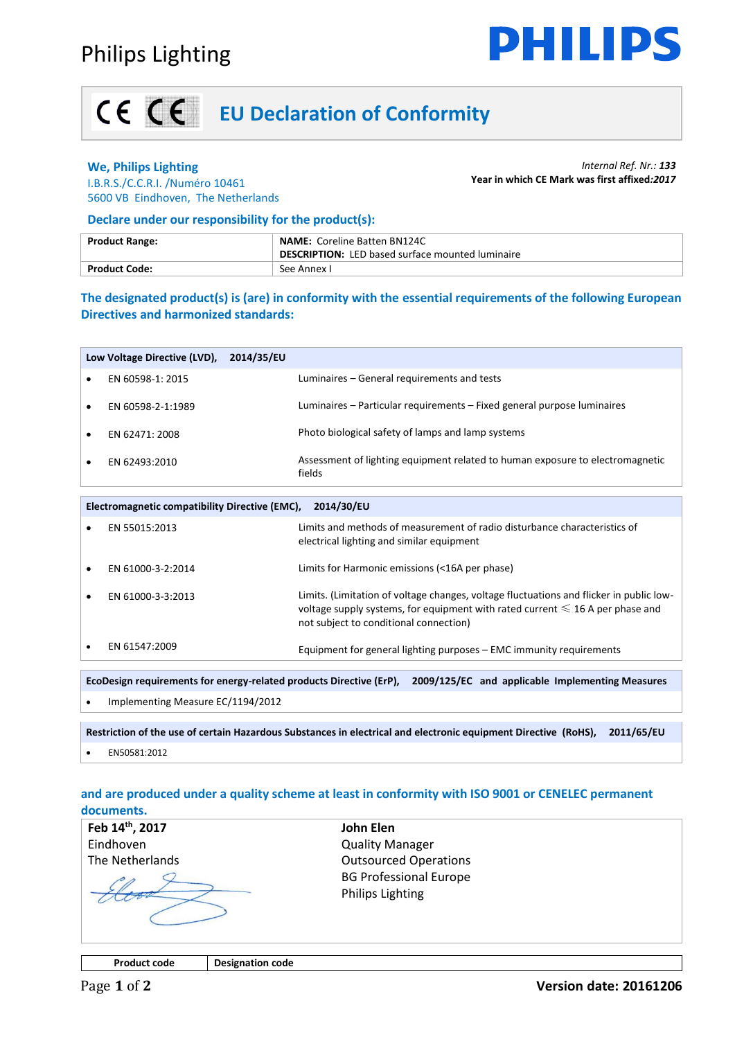Philips Lighting

PHILIPS

# EU Declaration of Conformity

**We, Philips Lighting**
I.B.R.S./C.C.R.I. /Numéro 10461
5600 VB Eindhoven, The Netherlands

*Internal Ref. Nr.: **133***
**Year in which CE Mark was first affixed:*2017***

### Declare under our responsibility for the product(s):

| | |
|---|---|
| **Product Range:** | **NAME:** Coreline Batten BN124C<br>**DESCRIPTION:** LED based surface mounted luminaire |
| **Product Code:** | See Annex I |

### The designated product(s) is (are) in conformity with the essential requirements of the following European Directives and harmonized standards:

**Low Voltage Directive (LVD), 2014/35/EU**

- EN 60598-1: 2015 — Luminaires – General requirements and tests
- EN 60598-2-1:1989 — Luminaires – Particular requirements – Fixed general purpose luminaires
- EN 62471: 2008 — Photo biological safety of lamps and lamp systems
- EN 62493:2010 — Assessment of lighting equipment related to human exposure to electromagnetic fields

**Electromagnetic compatibility Directive (EMC), 2014/30/EU**

- EN 55015:2013 — Limits and methods of measurement of radio disturbance characteristics of electrical lighting and similar equipment
- EN 61000-3-2:2014 — Limits for Harmonic emissions (<16A per phase)
- EN 61000-3-3:2013 — Limits. (Limitation of voltage changes, voltage fluctuations and flicker in public low-voltage supply systems, for equipment with rated current ≤ 16 A per phase and not subject to conditional connection)
- EN 61547:2009 — Equipment for general lighting purposes – EMC immunity requirements

**EcoDesign requirements for energy-related products Directive (ErP), 2009/125/EC and applicable Implementing Measures**

- Implementing Measure EC/1194/2012

**Restriction of the use of certain Hazardous Substances in electrical and electronic equipment Directive (RoHS), 2011/65/EU**

- EN50581:2012

### and are produced under a quality scheme at least in conformity with ISO 9001 or CENELEC permanent documents.

**Feb 14th, 2017**
Eindhoven
The Netherlands

**John Elen**
Quality Manager
Outsourced Operations
BG Professional Europe
Philips Lighting

| Product code | Designation code |
|---|---|

**Version date: 20161206**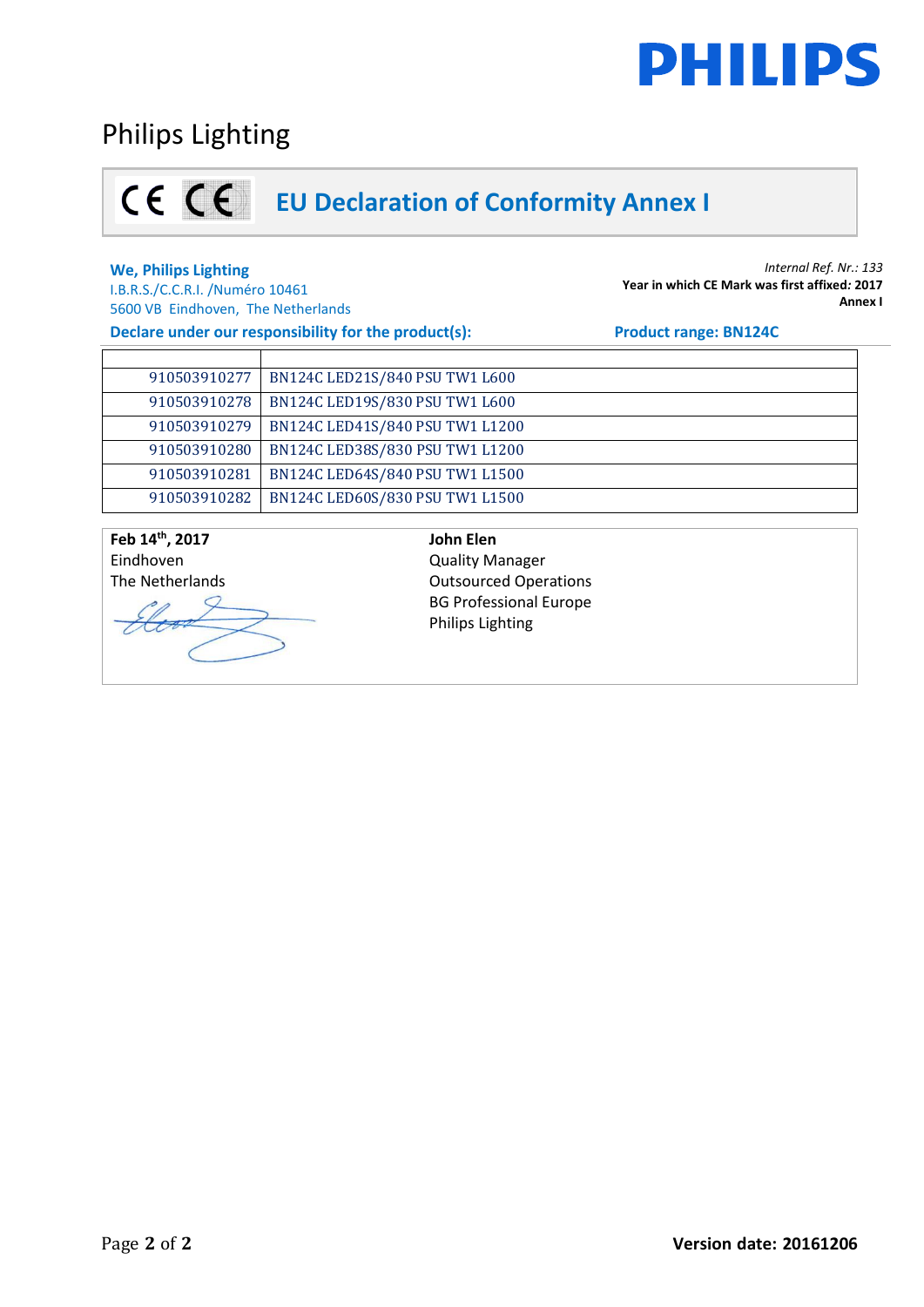PHILIPS

# Philips Lighting

## EU Declaration of Conformity Annex I

**We, Philips Lighting**
I.B.R.S./C.C.R.I. /Numéro 10461
5600 VB Eindhoven, The Netherlands

*Internal Ref. Nr.: 133*
**Year in which CE Mark was first affixed*:* 2017**
**Annex I**

**Declare under our responsibility for the product(s):**

**Product range: BN124C**

| | |
|---|---|
| 910503910277 | BN124C LED21S/840 PSU TW1 L600 |
| 910503910278 | BN124C LED19S/830 PSU TW1 L600 |
| 910503910279 | BN124C LED41S/840 PSU TW1 L1200 |
| 910503910280 | BN124C LED38S/830 PSU TW1 L1200 |
| 910503910281 | BN124C LED64S/840 PSU TW1 L1500 |
| 910503910282 | BN124C LED60S/830 PSU TW1 L1500 |

**Feb 14th, 2017**
Eindhoven
The Netherlands

**John Elen**
Quality Manager
Outsourced Operations
BG Professional Europe
Philips Lighting

**Version date: 20161206**